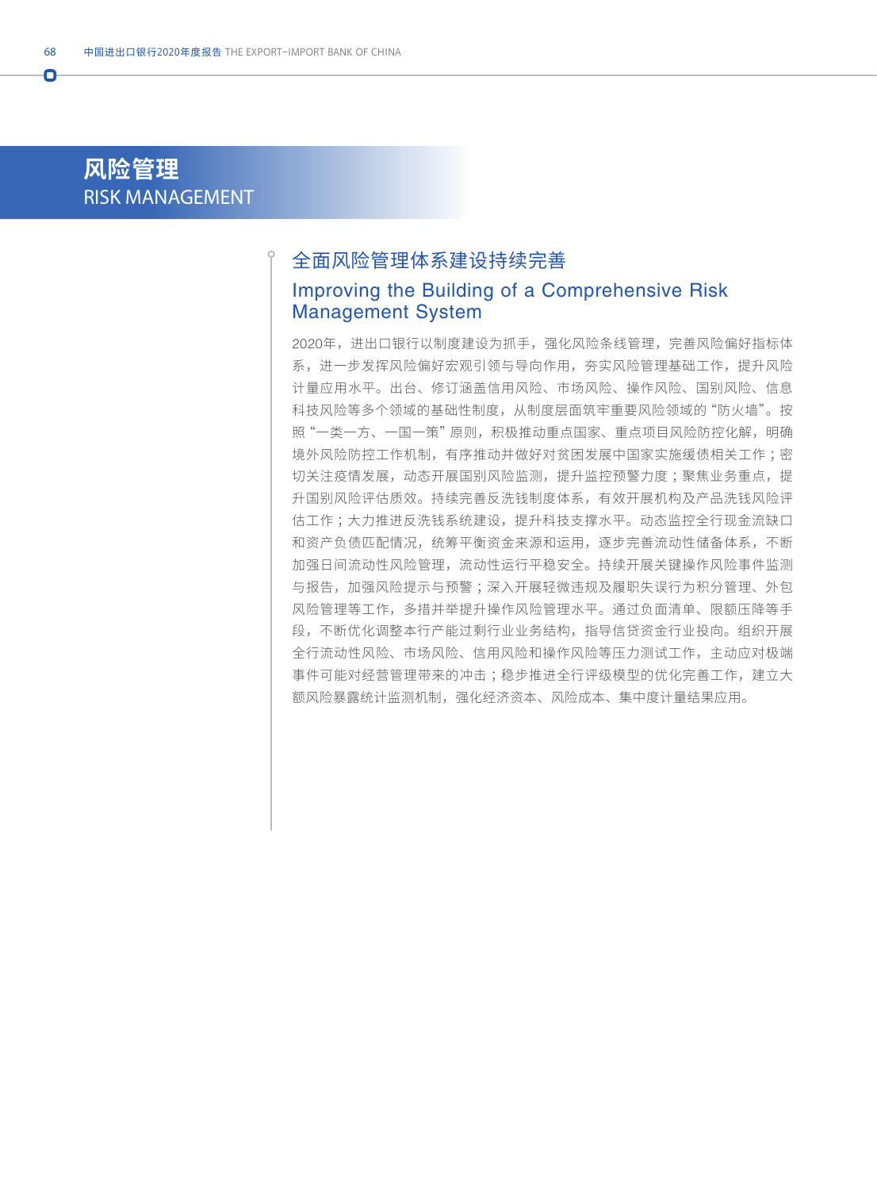# 风险管理
# RISK MANAGEMENT

## 全面风险管理体系建设持续完善
## Improving the Building of a Comprehensive Risk Management System

2020年，进出口银行以制度建设为抓手，强化风险条线管理，完善风险偏好指标体系，进一步发挥风险偏好宏观引领与导向作用，夯实风险管理基础工作，提升风险计量应用水平。出台、修订涵盖信用风险、市场风险、操作风险、国别风险、信息科技风险等多个领域的基础性制度，从制度层面筑牢重要风险领域的“防火墙”。按照“一类一方、一国一策”原则，积极推动重点国家、重点项目风险防控化解，明确境外风险防控工作机制，有序推动并做好对贫困发展中国家实施缓债相关工作；密切关注疫情发展，动态开展国别风险监测，提升监控预警力度；聚焦业务重点，提升国别风险评估质效。持续完善反洗钱制度体系，有效开展机构及产品洗钱风险评估工作；大力推进反洗钱系统建设，提升科技支撑水平。动态监控全行现金流缺口和资产负债匹配情况，统筹平衡资金来源和运用，逐步完善流动性储备体系，不断加强日间流动性风险管理，流动性运行平稳安全。持续开展关键操作风险事件监测与报告，加强风险提示与预警；深入开展轻微违规及履职失误行为积分管理、外包风险管理等工作，多措并举提升操作风险管理水平。通过负面清单、限额压降等手段，不断优化调整本行产能过剩行业业务结构，指导信贷资金行业投向。组织开展全行流动性风险、市场风险、信用风险和操作风险等压力测试工作，主动应对极端事件可能对经营管理带来的冲击；稳步推进全行评级模型的优化完善工作，建立大额风险暴露统计监测机制，强化经济资本、风险成本、集中度计量结果应用。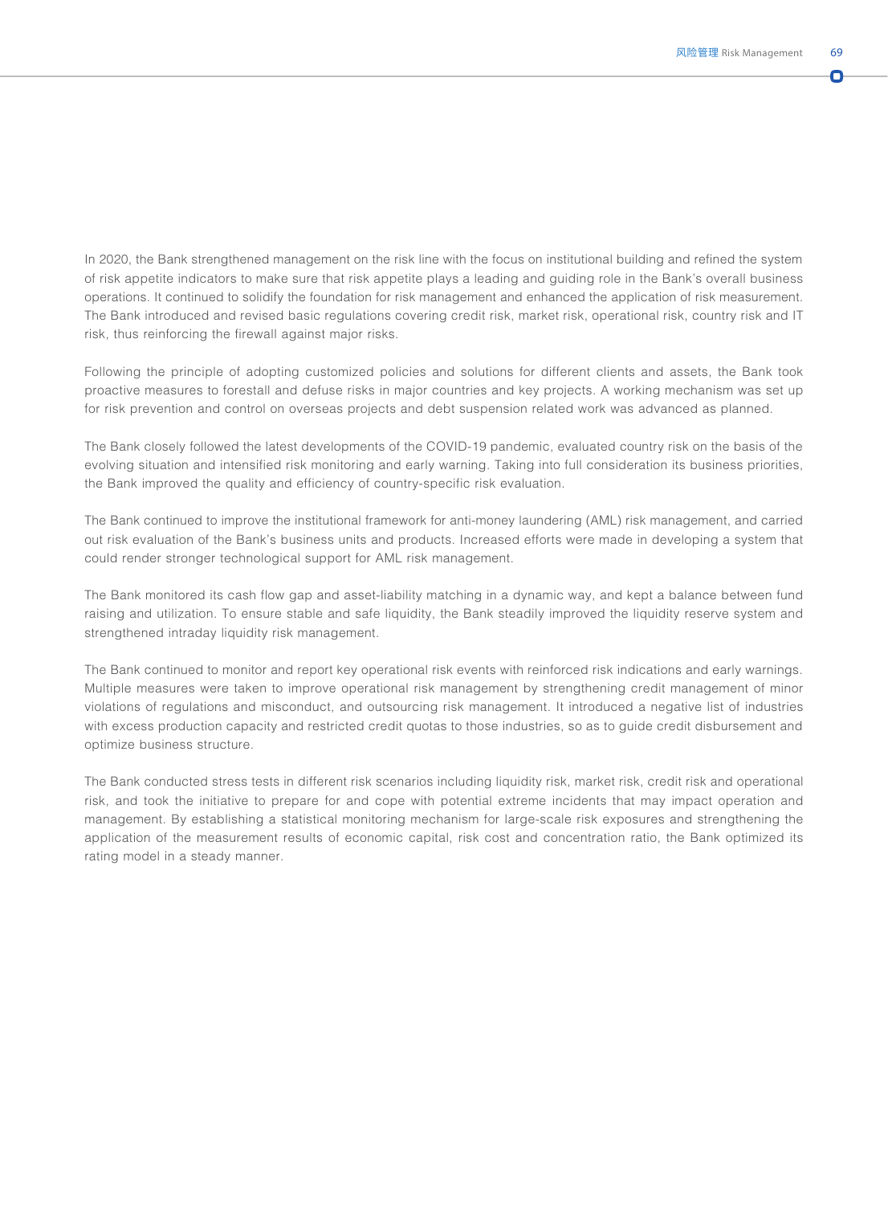In 2020, the Bank strengthened management on the risk line with the focus on institutional building and refined the system of risk appetite indicators to make sure that risk appetite plays a leading and guiding role in the Bank's overall business operations. It continued to solidify the foundation for risk management and enhanced the application of risk measurement. The Bank introduced and revised basic regulations covering credit risk, market risk, operational risk, country risk and IT risk, thus reinforcing the firewall against major risks.

Following the principle of adopting customized policies and solutions for different clients and assets, the Bank took proactive measures to forestall and defuse risks in major countries and key projects. A working mechanism was set up for risk prevention and control on overseas projects and debt suspension related work was advanced as planned.

The Bank closely followed the latest developments of the COVID-19 pandemic, evaluated country risk on the basis of the evolving situation and intensified risk monitoring and early warning. Taking into full consideration its business priorities, the Bank improved the quality and efficiency of country-specific risk evaluation.

The Bank continued to improve the institutional framework for anti-money laundering (AML) risk management, and carried out risk evaluation of the Bank's business units and products. Increased efforts were made in developing a system that could render stronger technological support for AML risk management.

The Bank monitored its cash flow gap and asset-liability matching in a dynamic way, and kept a balance between fund raising and utilization. To ensure stable and safe liquidity, the Bank steadily improved the liquidity reserve system and strengthened intraday liquidity risk management.

The Bank continued to monitor and report key operational risk events with reinforced risk indications and early warnings. Multiple measures were taken to improve operational risk management by strengthening credit management of minor violations of regulations and misconduct, and outsourcing risk management. It introduced a negative list of industries with excess production capacity and restricted credit quotas to those industries, so as to guide credit disbursement and optimize business structure.

The Bank conducted stress tests in different risk scenarios including liquidity risk, market risk, credit risk and operational risk, and took the initiative to prepare for and cope with potential extreme incidents that may impact operation and management. By establishing a statistical monitoring mechanism for large-scale risk exposures and strengthening the application of the measurement results of economic capital, risk cost and concentration ratio, the Bank optimized its rating model in a steady manner.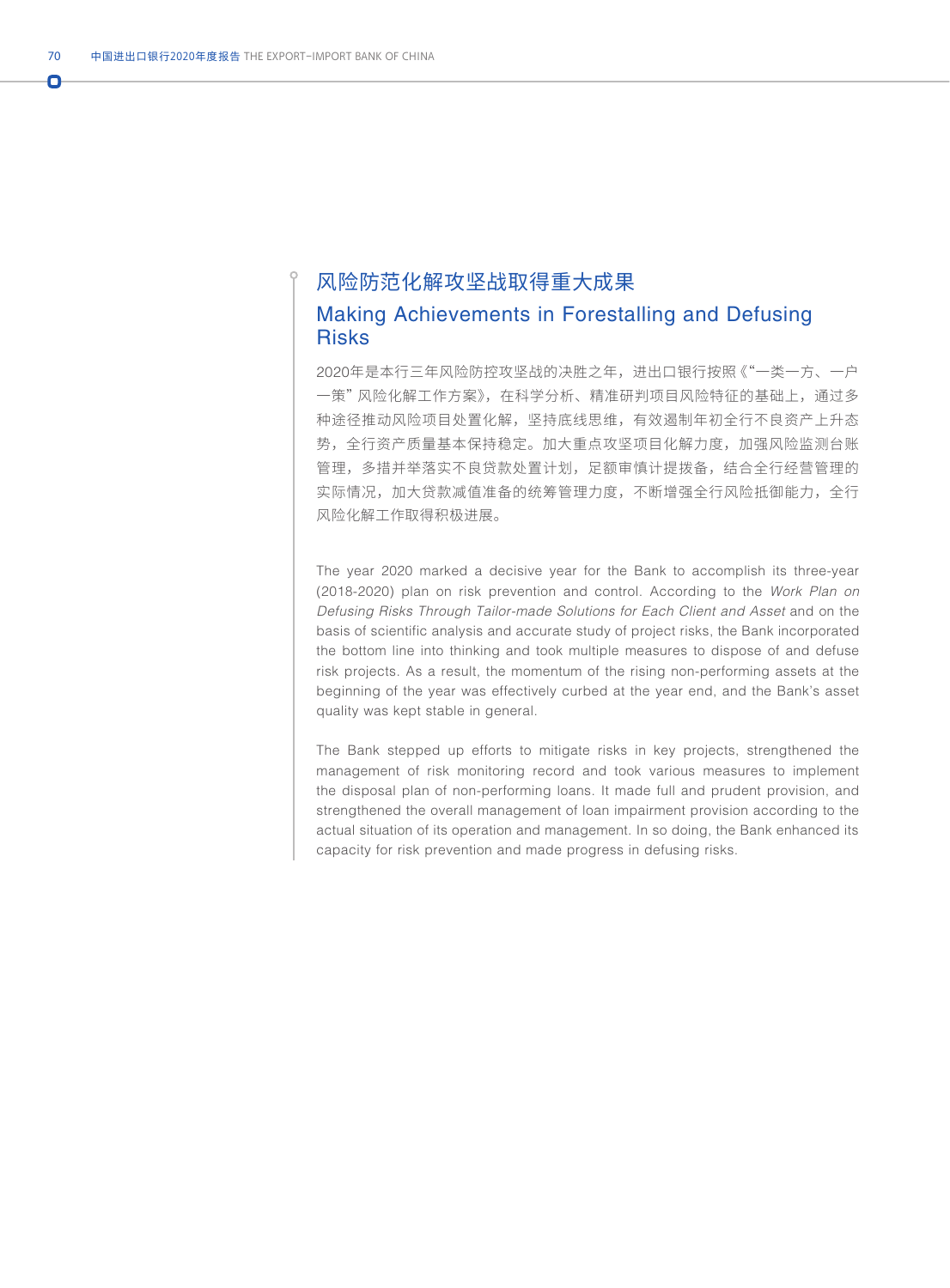## 风险防范化解攻坚战取得重大成果

## Making Achievements in Forestalling and Defusing Risks

2020年是本行三年风险防控攻坚战的决胜之年，进出口银行按照《"一类一方、一户一策" 风险化解工作方案》，在科学分析、精准研判项目风险特征的基础上，通过多种途径推动风险项目处置化解，坚持底线思维，有效遏制年初全行不良资产上升态势，全行资产质量基本保持稳定。加大重点攻坚项目化解力度，加强风险监测台账管理，多措并举落实不良贷款处置计划，足额审慎计提拨备，结合全行经营管理的实际情况，加大贷款减值准备的统筹管理力度，不断增强全行风险抵御能力，全行风险化解工作取得积极进展。

The year 2020 marked a decisive year for the Bank to accomplish its three-year (2018-2020) plan on risk prevention and control. According to the *Work Plan on Defusing Risks Through Tailor-made Solutions for Each Client and Asset* and on the basis of scientific analysis and accurate study of project risks, the Bank incorporated the bottom line into thinking and took multiple measures to dispose of and defuse risk projects. As a result, the momentum of the rising non-performing assets at the beginning of the year was effectively curbed at the year end, and the Bank's asset quality was kept stable in general.

The Bank stepped up efforts to mitigate risks in key projects, strengthened the management of risk monitoring record and took various measures to implement the disposal plan of non-performing loans. It made full and prudent provision, and strengthened the overall management of loan impairment provision according to the actual situation of its operation and management. In so doing, the Bank enhanced its capacity for risk prevention and made progress in defusing risks.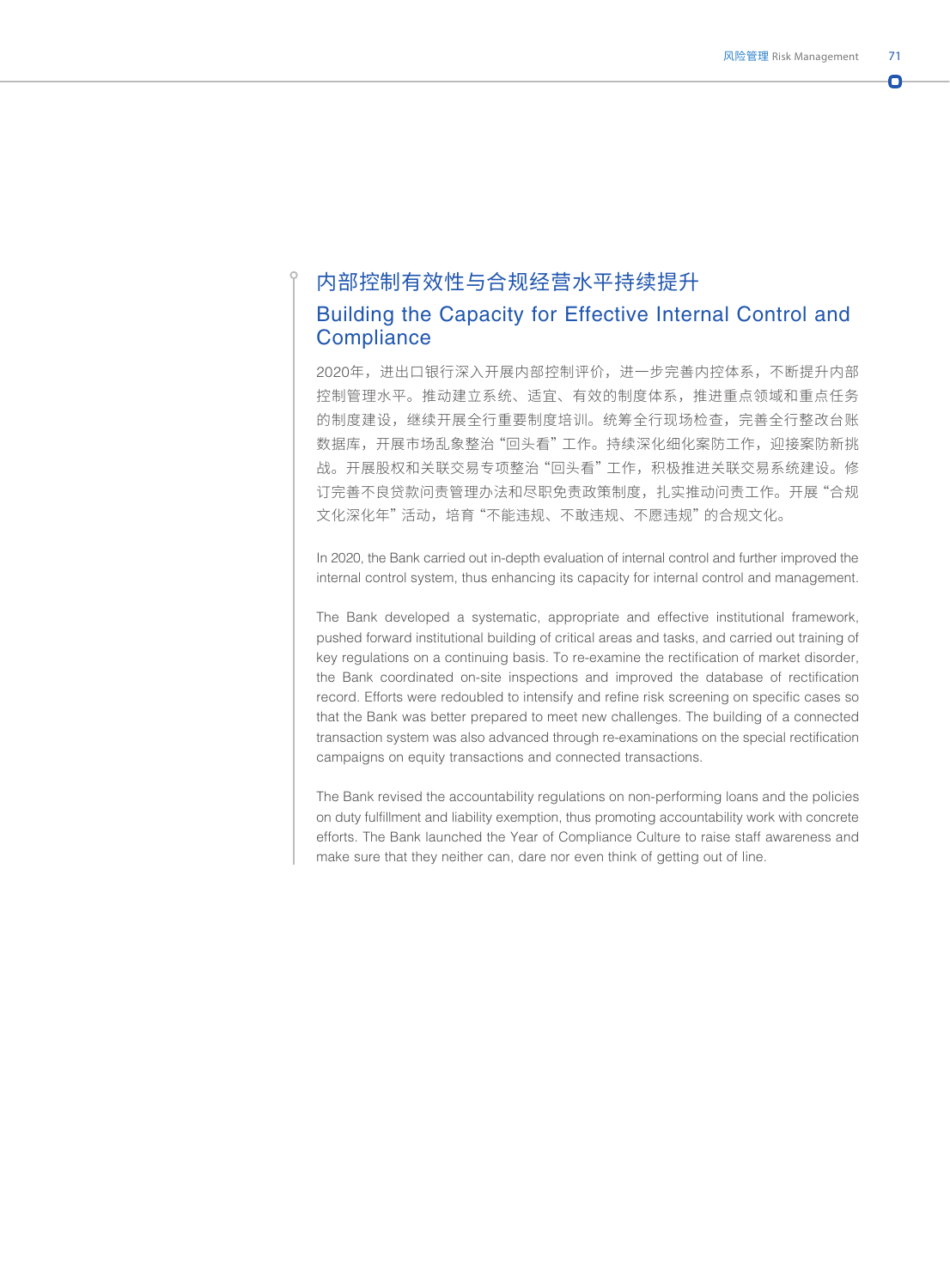## 内部控制有效性与合规经营水平持续提升

## Building the Capacity for Effective Internal Control and Compliance

2020年，进出口银行深入开展内部控制评价，进一步完善内控体系，不断提升内部控制管理水平。推动建立系统、适宜、有效的制度体系，推进重点领域和重点任务的制度建设，继续开展全行重要制度培训。统筹全行现场检查，完善全行整改台账数据库，开展市场乱象整治“回头看”工作。持续深化细化案防工作，迎接案防新挑战。开展股权和关联交易专项整治“回头看”工作，积极推进关联交易系统建设。修订完善不良贷款问责管理办法和尽职免责政策制度，扎实推动问责工作。开展“合规文化深化年”活动，培育“不能违规、不敢违规、不愿违规”的合规文化。

In 2020, the Bank carried out in-depth evaluation of internal control and further improved the internal control system, thus enhancing its capacity for internal control and management.

The Bank developed a systematic, appropriate and effective institutional framework, pushed forward institutional building of critical areas and tasks, and carried out training of key regulations on a continuing basis. To re-examine the rectification of market disorder, the Bank coordinated on-site inspections and improved the database of rectification record. Efforts were redoubled to intensify and refine risk screening on specific cases so that the Bank was better prepared to meet new challenges. The building of a connected transaction system was also advanced through re-examinations on the special rectification campaigns on equity transactions and connected transactions.

The Bank revised the accountability regulations on non-performing loans and the policies on duty fulfillment and liability exemption, thus promoting accountability work with concrete efforts. The Bank launched the Year of Compliance Culture to raise staff awareness and make sure that they neither can, dare nor even think of getting out of line.